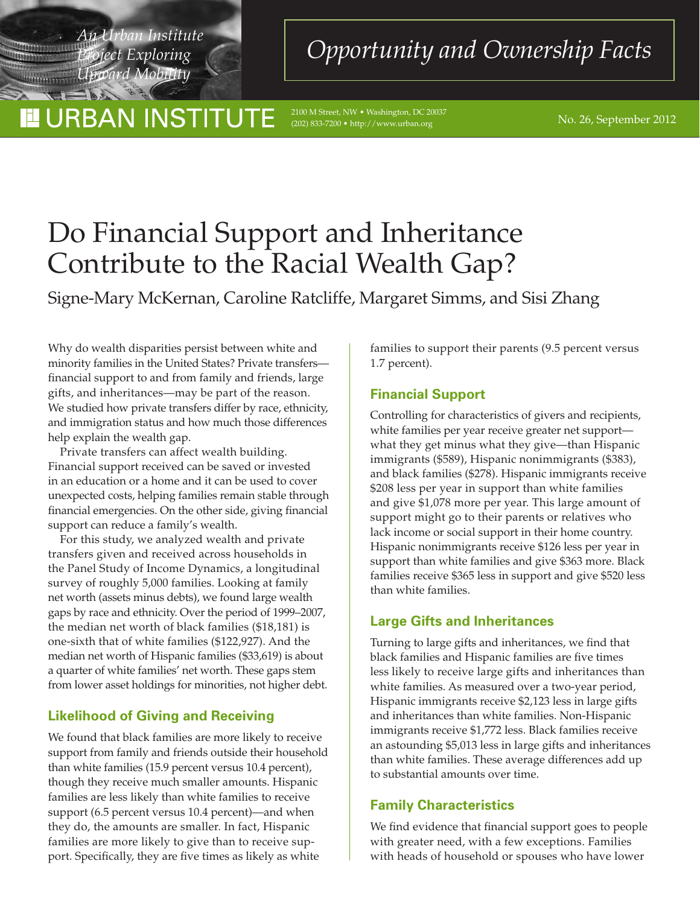*An Urban Institute Project Exploring Upward Mobility*

*Opportunity and Ownership Facts*

URBAN INSTITUTE

2100 M Street, NW • Washington, DC 20037
(202) 833-7200 • http://www.urban.org

No. 26, September 2012

# Do Financial Support and Inheritance Contribute to the Racial Wealth Gap?

Signe-Mary McKernan, Caroline Ratcliffe, Margaret Simms, and Sisi Zhang

Why do wealth disparities persist between white and minority families in the United States? Private transfers—financial support to and from family and friends, large gifts, and inheritances—may be part of the reason. We studied how private transfers differ by race, ethnicity, and immigration status and how much those differences help explain the wealth gap.

Private transfers can affect wealth building. Financial support received can be saved or invested in an education or a home and it can be used to cover unexpected costs, helping families remain stable through financial emergencies. On the other side, giving financial support can reduce a family's wealth.

For this study, we analyzed wealth and private transfers given and received across households in the Panel Study of Income Dynamics, a longitudinal survey of roughly 5,000 families. Looking at family net worth (assets minus debts), we found large wealth gaps by race and ethnicity. Over the period of 1999–2007, the median net worth of black families ($18,181) is one-sixth that of white families ($122,927). And the median net worth of Hispanic families ($33,619) is about a quarter of white families' net worth. These gaps stem from lower asset holdings for minorities, not higher debt.

## Likelihood of Giving and Receiving

We found that black families are more likely to receive support from family and friends outside their household than white families (15.9 percent versus 10.4 percent), though they receive much smaller amounts. Hispanic families are less likely than white families to receive support (6.5 percent versus 10.4 percent)—and when they do, the amounts are smaller. In fact, Hispanic families are more likely to give than to receive support. Specifically, they are five times as likely as white families to support their parents (9.5 percent versus 1.7 percent).

## Financial Support

Controlling for characteristics of givers and recipients, white families per year receive greater net support—what they get minus what they give—than Hispanic immigrants ($589), Hispanic nonimmigrants ($383), and black families ($278). Hispanic immigrants receive $208 less per year in support than white families and give $1,078 more per year. This large amount of support might go to their parents or relatives who lack income or social support in their home country. Hispanic nonimmigrants receive $126 less per year in support than white families and give $363 more. Black families receive $365 less in support and give $520 less than white families.

## Large Gifts and Inheritances

Turning to large gifts and inheritances, we find that black families and Hispanic families are five times less likely to receive large gifts and inheritances than white families. As measured over a two-year period, Hispanic immigrants receive $2,123 less in large gifts and inheritances than white families. Non-Hispanic immigrants receive $1,772 less. Black families receive an astounding $5,013 less in large gifts and inheritances than white families. These average differences add up to substantial amounts over time.

## Family Characteristics

We find evidence that financial support goes to people with greater need, with a few exceptions. Families with heads of household or spouses who have lower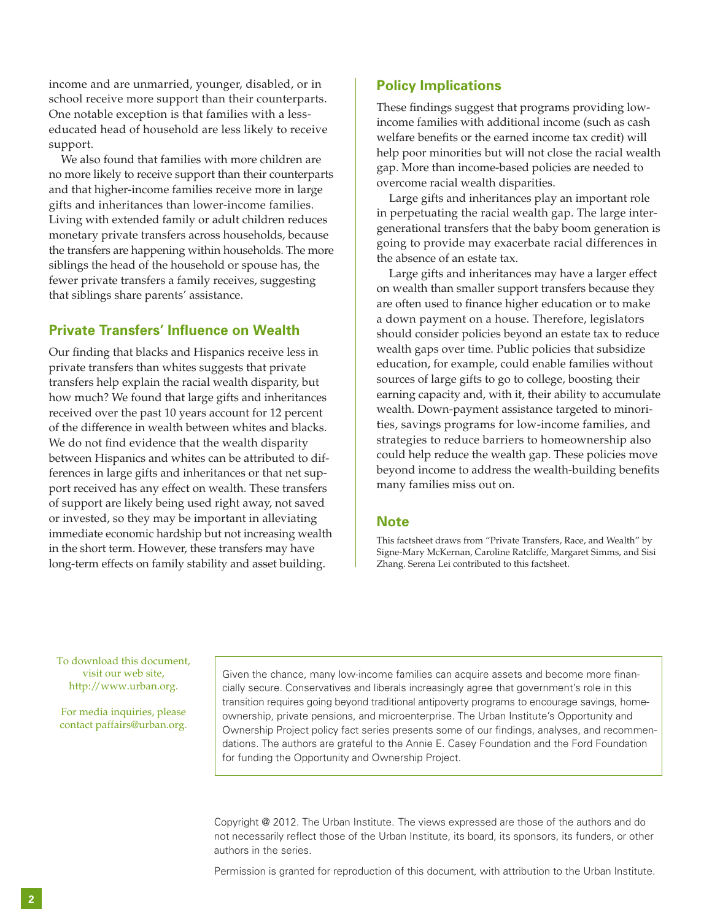income and are unmarried, younger, disabled, or in school receive more support than their counterparts. One notable exception is that families with a less-educated head of household are less likely to receive support.

We also found that families with more children are no more likely to receive support than their counterparts and that higher-income families receive more in large gifts and inheritances than lower-income families. Living with extended family or adult children reduces monetary private transfers across households, because the transfers are happening within households. The more siblings the head of the household or spouse has, the fewer private transfers a family receives, suggesting that siblings share parents' assistance.

## Private Transfers' Influence on Wealth

Our finding that blacks and Hispanics receive less in private transfers than whites suggests that private transfers help explain the racial wealth disparity, but how much? We found that large gifts and inheritances received over the past 10 years account for 12 percent of the difference in wealth between whites and blacks. We do not find evidence that the wealth disparity between Hispanics and whites can be attributed to differences in large gifts and inheritances or that net support received has any effect on wealth. These transfers of support are likely being used right away, not saved or invested, so they may be important in alleviating immediate economic hardship but not increasing wealth in the short term. However, these transfers may have long-term effects on family stability and asset building.

## Policy Implications

These findings suggest that programs providing low-income families with additional income (such as cash welfare benefits or the earned income tax credit) will help poor minorities but will not close the racial wealth gap. More than income-based policies are needed to overcome racial wealth disparities.

Large gifts and inheritances play an important role in perpetuating the racial wealth gap. The large intergenerational transfers that the baby boom generation is going to provide may exacerbate racial differences in the absence of an estate tax.

Large gifts and inheritances may have a larger effect on wealth than smaller support transfers because they are often used to finance higher education or to make a down payment on a house. Therefore, legislators should consider policies beyond an estate tax to reduce wealth gaps over time. Public policies that subsidize education, for example, could enable families without sources of large gifts to go to college, boosting their earning capacity and, with it, their ability to accumulate wealth. Down-payment assistance targeted to minorities, savings programs for low-income families, and strategies to reduce barriers to homeownership also could help reduce the wealth gap. These policies move beyond income to address the wealth-building benefits many families miss out on.

## Note

This factsheet draws from "Private Transfers, Race, and Wealth" by Signe-Mary McKernan, Caroline Ratcliffe, Margaret Simms, and Sisi Zhang. Serena Lei contributed to this factsheet.

To download this document, visit our web site, http://www.urban.org.

For media inquiries, please contact paffairs@urban.org.

Given the chance, many low-income families can acquire assets and become more financially secure. Conservatives and liberals increasingly agree that government's role in this transition requires going beyond traditional antipoverty programs to encourage savings, homeownership, private pensions, and microenterprise. The Urban Institute's Opportunity and Ownership Project policy fact series presents some of our findings, analyses, and recommendations. The authors are grateful to the Annie E. Casey Foundation and the Ford Foundation for funding the Opportunity and Ownership Project.

Copyright @ 2012. The Urban Institute. The views expressed are those of the authors and do not necessarily reflect those of the Urban Institute, its board, its sponsors, its funders, or other authors in the series.

Permission is granted for reproduction of this document, with attribution to the Urban Institute.